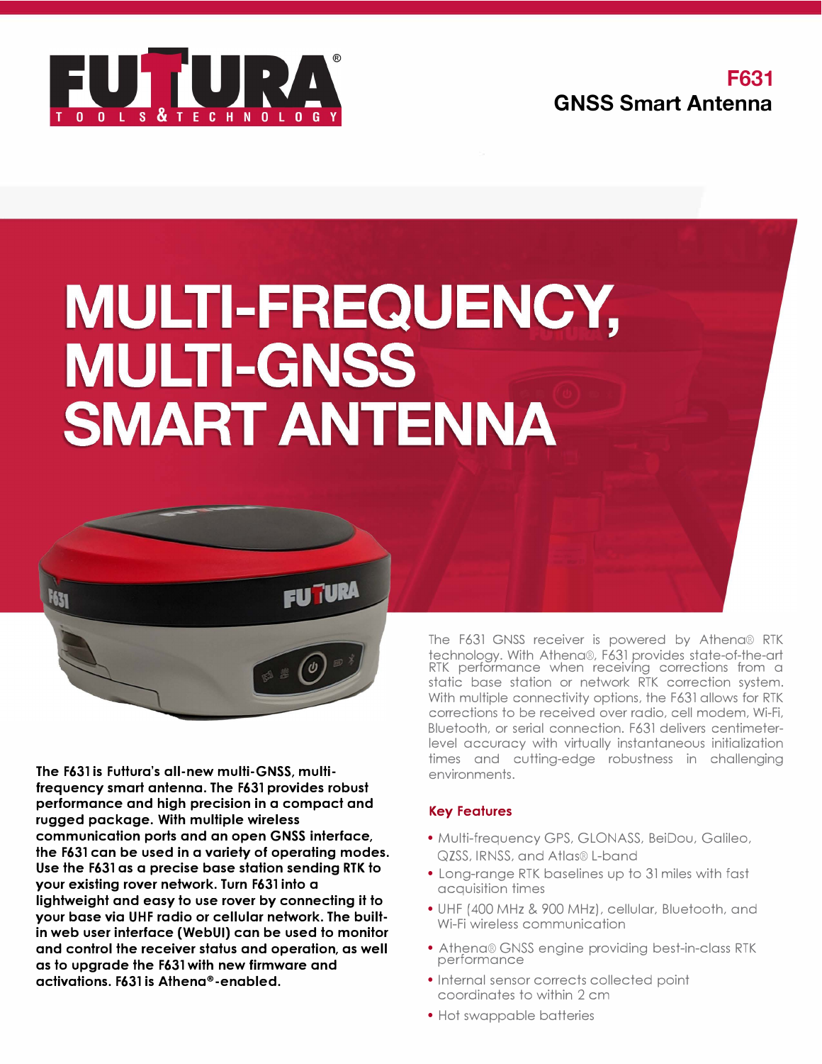# F631

## GNSS Smart Antenna

# MULTI-FREQUENCY, MULTI-GNSS SMART ANTENNA

**The F631 is Futtura's all-new multi-GNSS, multi-frequency smart antenna. The F631 provides robust performance and high precision in a compact and rugged package. With multiple wireless communication ports and an open GNSS interface, the F631 can be used in a variety of operating modes. Use the F631 as a precise base station sending RTK to your existing rover network. Turn F631 into a lightweight and easy to use rover by connecting it to your base via UHF radio or cellular network. The built-in web user interface (WebUI) can be used to monitor and control the receiver status and operation, as well as to upgrade the F631 with new firmware and activations. F631 is Athena®-enabled.**

The F631 GNSS receiver is powered by Athena® RTK technology. With Athena®, F631 provides state-of-the-art RTK performance when receiving corrections from a static base station or network RTK correction system. With multiple connectivity options, the F631 allows for RTK corrections to be received over radio, cell modem, Wi-Fi, Bluetooth, or serial connection. F631 delivers centimeter-level accuracy with virtually instantaneous initialization times and cutting-edge robustness in challenging environments.

### Key Features

- Multi-frequency GPS, GLONASS, BeiDou, Galileo, QZSS, IRNSS, and Atlas® L-band
- Long-range RTK baselines up to 31 miles with fast acquisition times
- UHF (400 MHz & 900 MHz), cellular, Bluetooth, and Wi-Fi wireless communication
- Athena® GNSS engine providing best-in-class RTK performance
- Internal sensor corrects collected point coordinates to within 2 cm
- Hot swappable batteries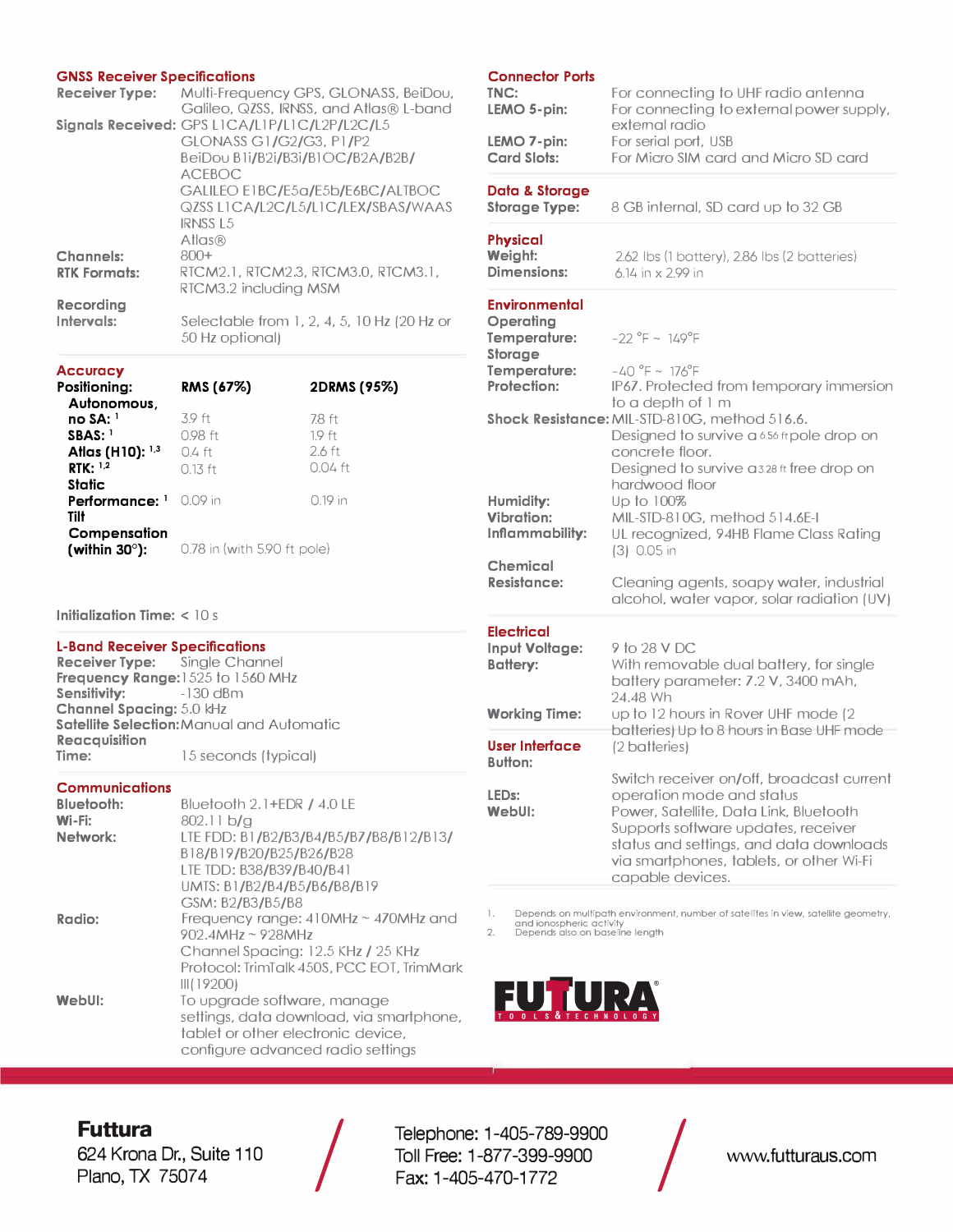## GNSS Receiver Specifications

**Receiver Type:** Multi-Frequency GPS, GLONASS, BeiDou, Galileo, QZSS, IRNSS, and Atlas® L-band

**Signals Received:** GPS L1CA/L1P/L1C/L2P/L2C/L5
GLONASS G1/G2/G3, P1/P2
BeiDou B1i/B2i/B3i/B1OC/B2A/B2B/ACEBOC
GALILEO E1BC/E5a/E5b/E6BC/ALTBOC
QZSS L1CA/L2C/L5/L1C/LEX/SBAS/WAAS
IRNSS L5
Atlas®

**Channels:** 800+

**RTK Formats:** RTCM2.1, RTCM2.3, RTCM3.0, RTCM3.1, RTCM3.2 including MSM

**Recording Intervals:** Selectable from 1, 2, 4, 5, 10 Hz (20 Hz or 50 Hz optional)

## Accuracy

| Positioning: | RMS (67%) | 2DRMS (95%) |
|---|---|---|
| Autonomous, no SA: [1] | 3.9 ft | 7.8 ft |
| SBAS: [1] | 0.98 ft | 1.9 ft |
| Atlas (H10): [1,3] | 0.4 ft | 2.6 ft |
| RTK: [1,2] | 0.13 ft | 0.04 ft |
| Static Performance: [1] | 0.09 in | 0.19 in |
| Tilt Compensation (within 30°): | 0.78 in (with 5.90 ft pole) | |

**Initialization Time:** < 10 s

## L-Band Receiver Specifications

**Receiver Type:** Single Channel

**Frequency Range:** 1525 to 1560 MHz

**Sensitivity:** -130 dBm

**Channel Spacing:** 5.0 kHz

**Satellite Selection:** Manual and Automatic

**Reacquisition Time:** 15 seconds (typical)

## Communications

**Bluetooth:** Bluetooth 2.1+EDR / 4.0 LE

**Wi-Fi:** 802.11 b/g

**Network:** LTE FDD: B1/B2/B3/B4/B5/B7/B8/B12/B13/B18/B19/B20/B25/B26/B28
LTE TDD: B38/B39/B40/B41
UMTS: B1/B2/B4/B5/B6/B8/B19
GSM: B2/B3/B5/B8

**Radio:** Frequency range: 410MHz ~ 470MHz and 902.4MHz ~ 928MHz
Channel Spacing: 12.5 KHz / 25 KHz
Protocol: TrimTalk 450S, PCC EOT, TrimMark III(19200)

**WebUI:** To upgrade software, manage settings, data download, via smartphone, tablet or other electronic device, configure advanced radio settings

## Connector Ports

**TNC:** For connecting to UHF radio antenna

**LEMO 5-pin:** For connecting to external power supply, external radio

**LEMO 7-pin:** For serial port, USB

**Card Slots:** For Micro SIM card and Micro SD card

## Data & Storage

**Storage Type:** 8 GB internal, SD card up to 32 GB

## Physical

**Weight:** 2.62 lbs (1 battery), 2.86 lbs (2 batteries)

**Dimensions:** 6.14 in x 2.99 in

## Environmental

**Operating Temperature:** -22 °F ~ 149°F

**Storage Temperature:** -40 °F ~ 176°F

**Protection:** IP67. Protected from temporary immersion to a depth of 1 m

**Shock Resistance:** MIL-STD-810G, method 516.6.
Designed to survive a 6.56 ft pole drop on concrete floor.
Designed to survive a 3.28 ft free drop on hardwood floor

**Humidity:** Up to 100%

**Vibration:** MIL-STD-810G, method 514.6E-I

**Inflammability:** UL recognized, 94HB Flame Class Rating (3) 0.05 in

**Chemical Resistance:** Cleaning agents, soapy water, industrial alcohol, water vapor, solar radiation (UV)

## Electrical

**Input Voltage:** 9 to 28 V DC

**Battery:** With removable dual battery, for single battery parameter: 7.2 V, 3400 mAh, 24.48 Wh

**Working Time:** up to 12 hours in Rover UHF mode (2 batteries) Up to 8 hours in Base UHF mode (2 batteries)

## User Interface

**Button:** Switch receiver on/off, broadcast current operation mode and status

**LEDs:** Power, Satellite, Data Link, Bluetooth

**WebUI:** Supports software updates, receiver status and settings, and data downloads via smartphones, tablets, or other Wi-Fi capable devices.

1. Depends on multipath environment, number of satellites in view, satellite geometry, and ionospheric activity
2. Depends also on baseline length

FUTURA® TOOLS & TECHNOLOGY

**Futtura**
624 Krona Dr., Suite 110
Plano, TX 75074

Telephone: 1-405-789-9900
Toll Free: 1-877-399-9900
Fax: 1-405-470-1772

www.futturaus.com